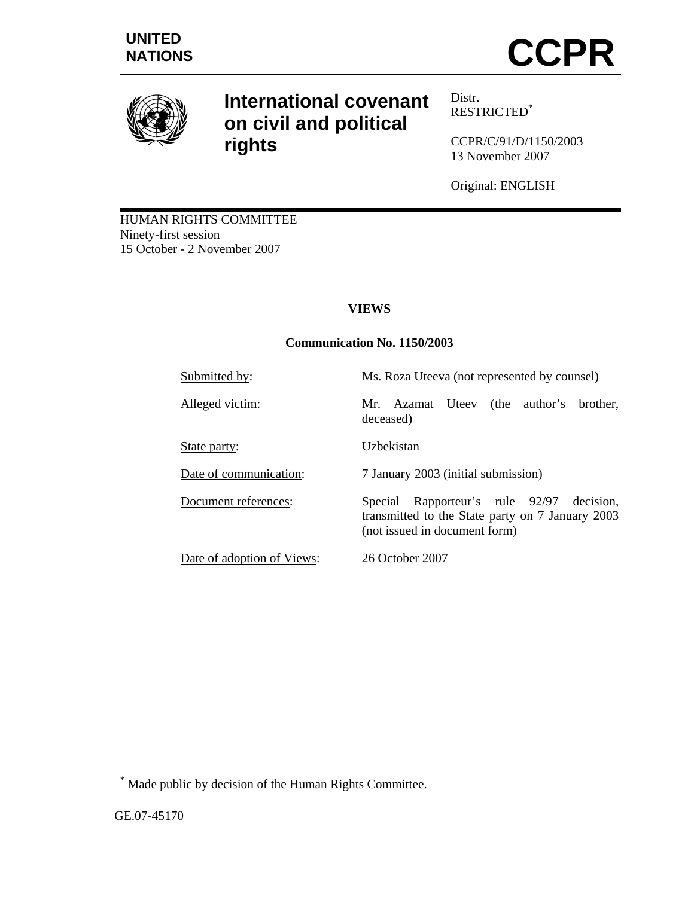UNITED NATIONS

# CCPR

## International covenant on civil and political rights

Distr.
RESTRICTED*

CCPR/C/91/D/1150/2003
13 November 2007

Original: ENGLISH

HUMAN RIGHTS COMMITTEE
Ninety-first session
15 October - 2 November 2007

**VIEWS**

**Communication No. 1150/2003**

| | |
|---|---|
| Submitted by: | Ms. Roza Uteeva (not represented by counsel) |
| Alleged victim: | Mr. Azamat Uteev (the author's brother, deceased) |
| State party: | Uzbekistan |
| Date of communication: | 7 January 2003 (initial submission) |
| Document references: | Special Rapporteur's rule 92/97 decision, transmitted to the State party on 7 January 2003 (not issued in document form) |
| Date of adoption of Views: | 26 October 2007 |

\* Made public by decision of the Human Rights Committee.

GE.07-45170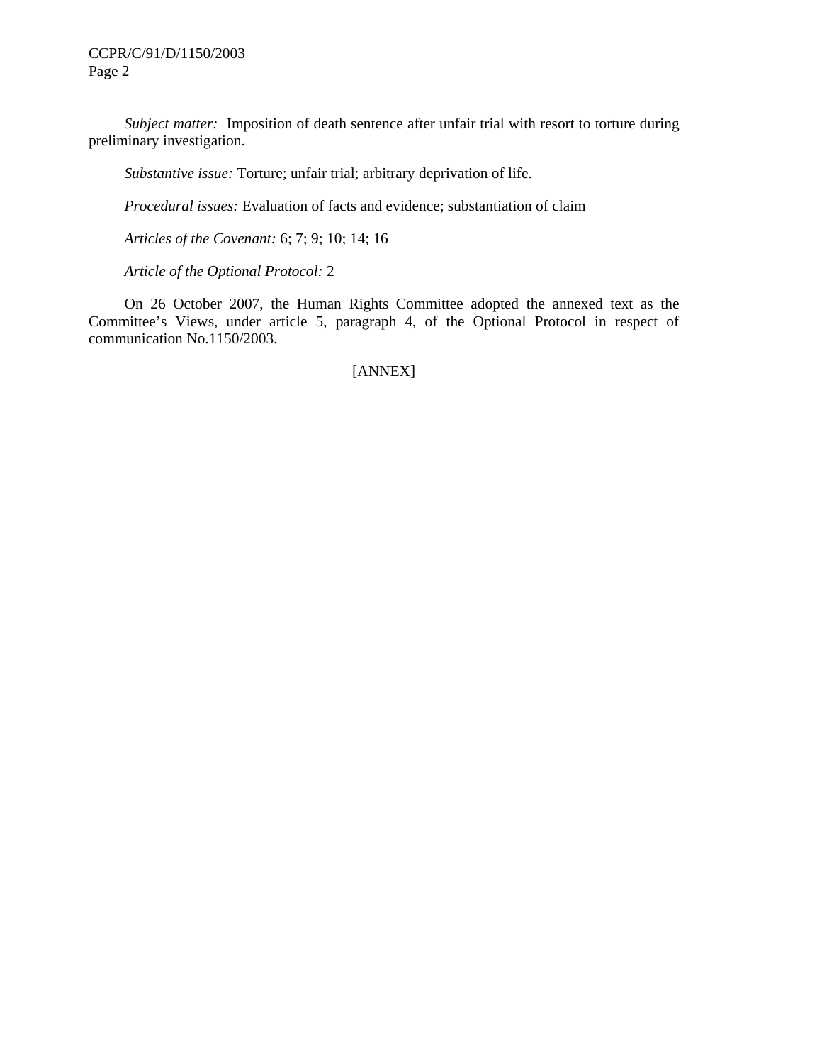*Subject matter:* Imposition of death sentence after unfair trial with resort to torture during preliminary investigation.

*Substantive issue:* Torture; unfair trial; arbitrary deprivation of life.

*Procedural issues:* Evaluation of facts and evidence; substantiation of claim

*Articles of the Covenant:* 6; 7; 9; 10; 14; 16

*Article of the Optional Protocol:* 2

On 26 October 2007, the Human Rights Committee adopted the annexed text as the Committee's Views, under article 5, paragraph 4, of the Optional Protocol in respect of communication No.1150/2003.

[ANNEX]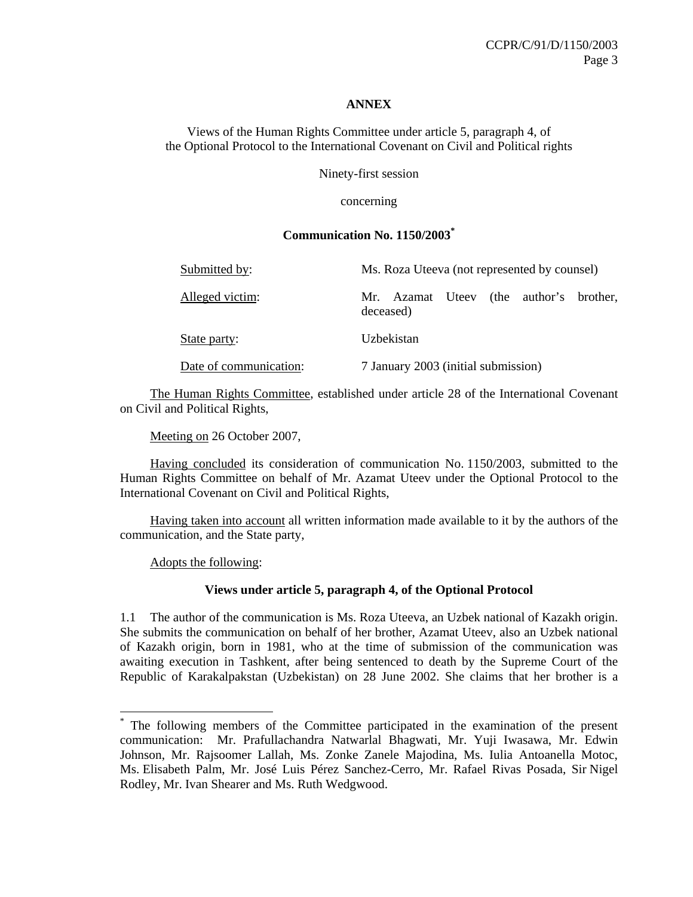**ANNEX**

Views of the Human Rights Committee under article 5, paragraph 4, of the Optional Protocol to the International Covenant on Civil and Political rights

Ninety-first session

concerning

**Communication No. 1150/2003***

| | |
|---|---|
| Submitted by: | Ms. Roza Uteeva (not represented by counsel) |
| Alleged victim: | Mr. Azamat Uteev (the author's brother, deceased) |
| State party: | Uzbekistan |
| Date of communication: | 7 January 2003 (initial submission) |

The Human Rights Committee, established under article 28 of the International Covenant on Civil and Political Rights,

Meeting on 26 October 2007,

Having concluded its consideration of communication No. 1150/2003, submitted to the Human Rights Committee on behalf of Mr. Azamat Uteev under the Optional Protocol to the International Covenant on Civil and Political Rights,

Having taken into account all written information made available to it by the authors of the communication, and the State party,

Adopts the following:

**Views under article 5, paragraph 4, of the Optional Protocol**

1.1 The author of the communication is Ms. Roza Uteeva, an Uzbek national of Kazakh origin. She submits the communication on behalf of her brother, Azamat Uteev, also an Uzbek national of Kazakh origin, born in 1981, who at the time of submission of the communication was awaiting execution in Tashkent, after being sentenced to death by the Supreme Court of the Republic of Karakalpakstan (Uzbekistan) on 28 June 2002. She claims that her brother is a

* The following members of the Committee participated in the examination of the present communication: Mr. Prafullachandra Natwarlal Bhagwati, Mr. Yuji Iwasawa, Mr. Edwin Johnson, Mr. Rajsoomer Lallah, Ms. Zonke Zanele Majodina, Ms. Iulia Antoanella Motoc, Ms. Elisabeth Palm, Mr. José Luis Pérez Sanchez-Cerro, Mr. Rafael Rivas Posada, Sir Nigel Rodley, Mr. Ivan Shearer and Ms. Ruth Wedgwood.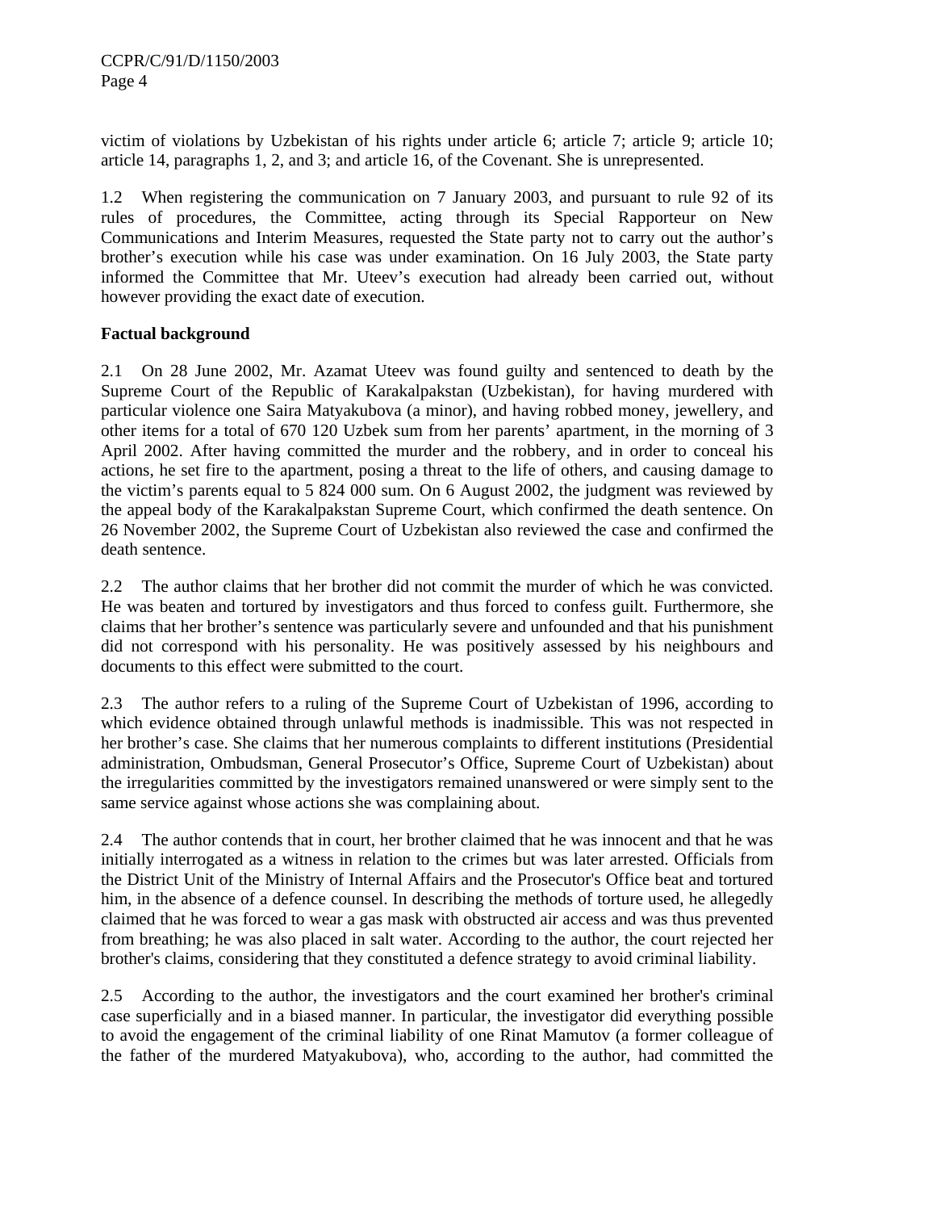victim of violations by Uzbekistan of his rights under article 6; article 7; article 9; article 10; article 14, paragraphs 1, 2, and 3; and article 16, of the Covenant. She is unrepresented.

1.2 When registering the communication on 7 January 2003, and pursuant to rule 92 of its rules of procedures, the Committee, acting through its Special Rapporteur on New Communications and Interim Measures, requested the State party not to carry out the author's brother's execution while his case was under examination. On 16 July 2003, the State party informed the Committee that Mr. Uteev's execution had already been carried out, without however providing the exact date of execution.

**Factual background**

2.1 On 28 June 2002, Mr. Azamat Uteev was found guilty and sentenced to death by the Supreme Court of the Republic of Karakalpakstan (Uzbekistan), for having murdered with particular violence one Saira Matyakubova (a minor), and having robbed money, jewellery, and other items for a total of 670 120 Uzbek sum from her parents' apartment, in the morning of 3 April 2002. After having committed the murder and the robbery, and in order to conceal his actions, he set fire to the apartment, posing a threat to the life of others, and causing damage to the victim's parents equal to 5 824 000 sum. On 6 August 2002, the judgment was reviewed by the appeal body of the Karakalpakstan Supreme Court, which confirmed the death sentence. On 26 November 2002, the Supreme Court of Uzbekistan also reviewed the case and confirmed the death sentence.

2.2 The author claims that her brother did not commit the murder of which he was convicted. He was beaten and tortured by investigators and thus forced to confess guilt. Furthermore, she claims that her brother's sentence was particularly severe and unfounded and that his punishment did not correspond with his personality. He was positively assessed by his neighbours and documents to this effect were submitted to the court.

2.3 The author refers to a ruling of the Supreme Court of Uzbekistan of 1996, according to which evidence obtained through unlawful methods is inadmissible. This was not respected in her brother's case. She claims that her numerous complaints to different institutions (Presidential administration, Ombudsman, General Prosecutor's Office, Supreme Court of Uzbekistan) about the irregularities committed by the investigators remained unanswered or were simply sent to the same service against whose actions she was complaining about.

2.4 The author contends that in court, her brother claimed that he was innocent and that he was initially interrogated as a witness in relation to the crimes but was later arrested. Officials from the District Unit of the Ministry of Internal Affairs and the Prosecutor's Office beat and tortured him, in the absence of a defence counsel. In describing the methods of torture used, he allegedly claimed that he was forced to wear a gas mask with obstructed air access and was thus prevented from breathing; he was also placed in salt water. According to the author, the court rejected her brother's claims, considering that they constituted a defence strategy to avoid criminal liability.

2.5 According to the author, the investigators and the court examined her brother's criminal case superficially and in a biased manner. In particular, the investigator did everything possible to avoid the engagement of the criminal liability of one Rinat Mamutov (a former colleague of the father of the murdered Matyakubova), who, according to the author, had committed the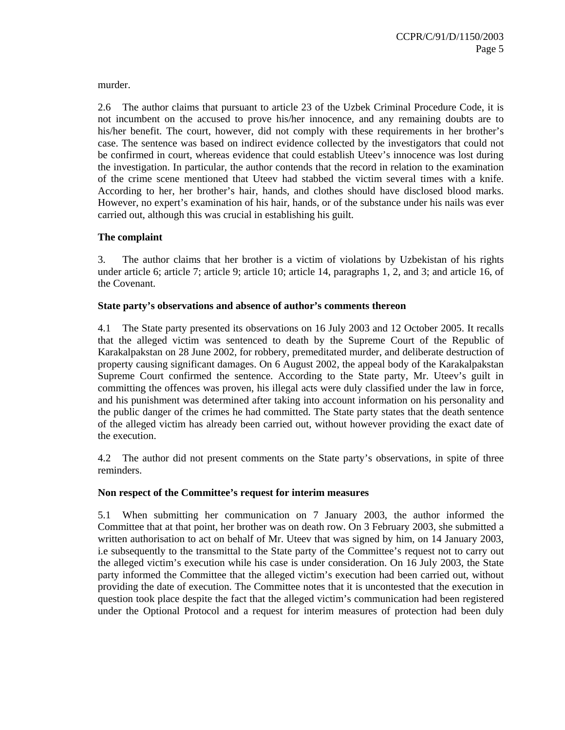murder.

2.6 The author claims that pursuant to article 23 of the Uzbek Criminal Procedure Code, it is not incumbent on the accused to prove his/her innocence, and any remaining doubts are to his/her benefit. The court, however, did not comply with these requirements in her brother's case. The sentence was based on indirect evidence collected by the investigators that could not be confirmed in court, whereas evidence that could establish Uteev's innocence was lost during the investigation. In particular, the author contends that the record in relation to the examination of the crime scene mentioned that Uteev had stabbed the victim several times with a knife. According to her, her brother's hair, hands, and clothes should have disclosed blood marks. However, no expert's examination of his hair, hands, or of the substance under his nails was ever carried out, although this was crucial in establishing his guilt.

**The complaint**

3. The author claims that her brother is a victim of violations by Uzbekistan of his rights under article 6; article 7; article 9; article 10; article 14, paragraphs 1, 2, and 3; and article 16, of the Covenant.

**State party's observations and absence of author's comments thereon**

4.1 The State party presented its observations on 16 July 2003 and 12 October 2005. It recalls that the alleged victim was sentenced to death by the Supreme Court of the Republic of Karakalpakstan on 28 June 2002, for robbery, premeditated murder, and deliberate destruction of property causing significant damages. On 6 August 2002, the appeal body of the Karakalpakstan Supreme Court confirmed the sentence. According to the State party, Mr. Uteev's guilt in committing the offences was proven, his illegal acts were duly classified under the law in force, and his punishment was determined after taking into account information on his personality and the public danger of the crimes he had committed. The State party states that the death sentence of the alleged victim has already been carried out, without however providing the exact date of the execution.

4.2 The author did not present comments on the State party's observations, in spite of three reminders.

**Non respect of the Committee's request for interim measures**

5.1 When submitting her communication on 7 January 2003, the author informed the Committee that at that point, her brother was on death row. On 3 February 2003, she submitted a written authorisation to act on behalf of Mr. Uteev that was signed by him, on 14 January 2003, i.e subsequently to the transmittal to the State party of the Committee's request not to carry out the alleged victim's execution while his case is under consideration. On 16 July 2003, the State party informed the Committee that the alleged victim's execution had been carried out, without providing the date of execution. The Committee notes that it is uncontested that the execution in question took place despite the fact that the alleged victim's communication had been registered under the Optional Protocol and a request for interim measures of protection had been duly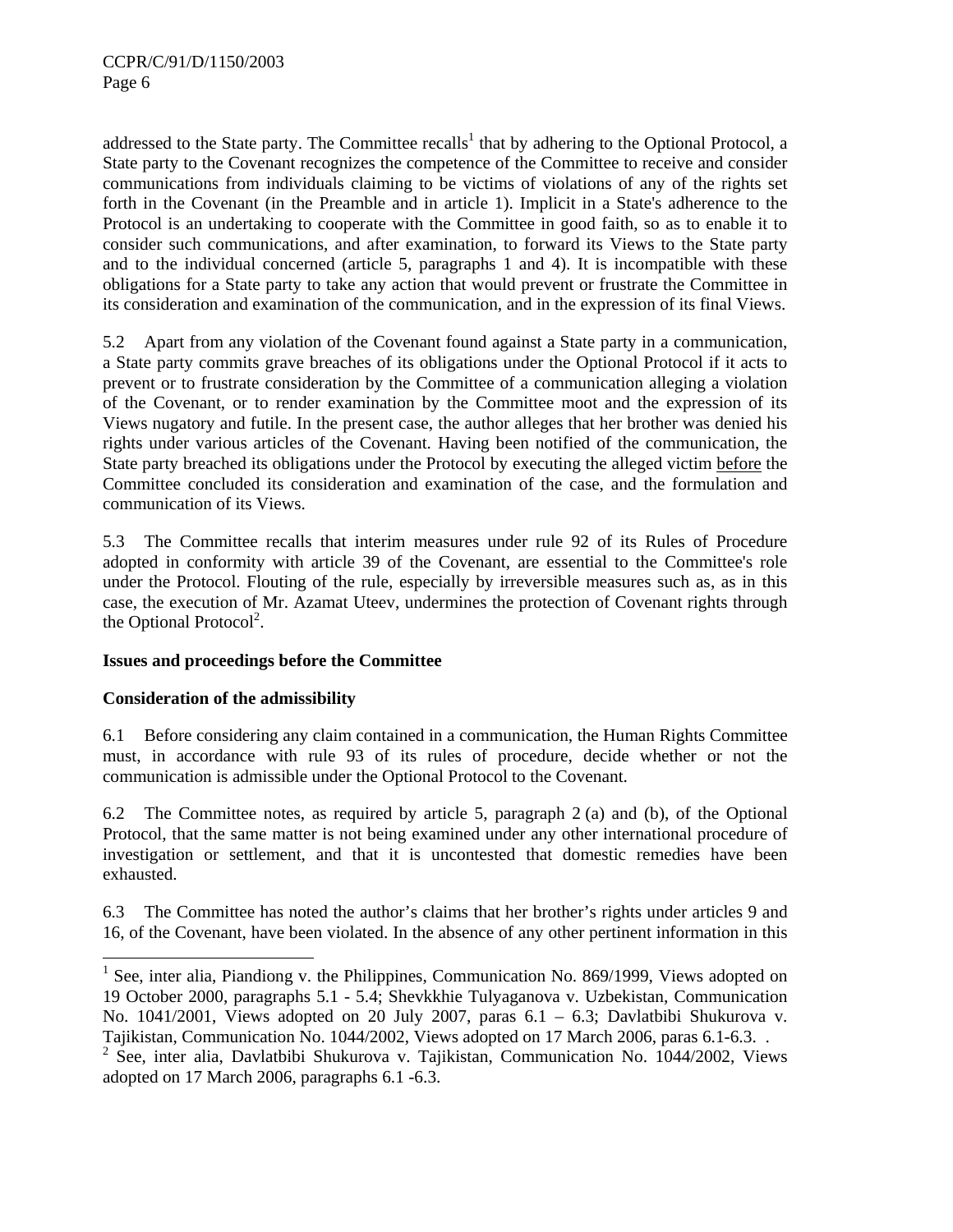addressed to the State party. The Committee recalls[1] that by adhering to the Optional Protocol, a State party to the Covenant recognizes the competence of the Committee to receive and consider communications from individuals claiming to be victims of violations of any of the rights set forth in the Covenant (in the Preamble and in article 1). Implicit in a State's adherence to the Protocol is an undertaking to cooperate with the Committee in good faith, so as to enable it to consider such communications, and after examination, to forward its Views to the State party and to the individual concerned (article 5, paragraphs 1 and 4). It is incompatible with these obligations for a State party to take any action that would prevent or frustrate the Committee in its consideration and examination of the communication, and in the expression of its final Views.

5.2 Apart from any violation of the Covenant found against a State party in a communication, a State party commits grave breaches of its obligations under the Optional Protocol if it acts to prevent or to frustrate consideration by the Committee of a communication alleging a violation of the Covenant, or to render examination by the Committee moot and the expression of its Views nugatory and futile. In the present case, the author alleges that her brother was denied his rights under various articles of the Covenant. Having been notified of the communication, the State party breached its obligations under the Protocol by executing the alleged victim before the Committee concluded its consideration and examination of the case, and the formulation and communication of its Views.

5.3 The Committee recalls that interim measures under rule 92 of its Rules of Procedure adopted in conformity with article 39 of the Covenant, are essential to the Committee's role under the Protocol. Flouting of the rule, especially by irreversible measures such as, as in this case, the execution of Mr. Azamat Uteev, undermines the protection of Covenant rights through the Optional Protocol[2].

**Issues and proceedings before the Committee**

**Consideration of the admissibility**

6.1 Before considering any claim contained in a communication, the Human Rights Committee must, in accordance with rule 93 of its rules of procedure, decide whether or not the communication is admissible under the Optional Protocol to the Covenant.

6.2 The Committee notes, as required by article 5, paragraph 2 (a) and (b), of the Optional Protocol, that the same matter is not being examined under any other international procedure of investigation or settlement, and that it is uncontested that domestic remedies have been exhausted.

6.3 The Committee has noted the author's claims that her brother's rights under articles 9 and 16, of the Covenant, have been violated. In the absence of any other pertinent information in this

---

[1] See, inter alia, Piandiong v. the Philippines, Communication No. 869/1999, Views adopted on 19 October 2000, paragraphs 5.1 - 5.4; Shevkkhie Tulyaganova v. Uzbekistan, Communication No. 1041/2001, Views adopted on 20 July 2007, paras 6.1 – 6.3; Davlatbibi Shukurova v. Tajikistan, Communication No. 1044/2002, Views adopted on 17 March 2006, paras 6.1-6.3. .

[2] See, inter alia, Davlatbibi Shukurova v. Tajikistan, Communication No. 1044/2002, Views adopted on 17 March 2006, paragraphs 6.1 -6.3.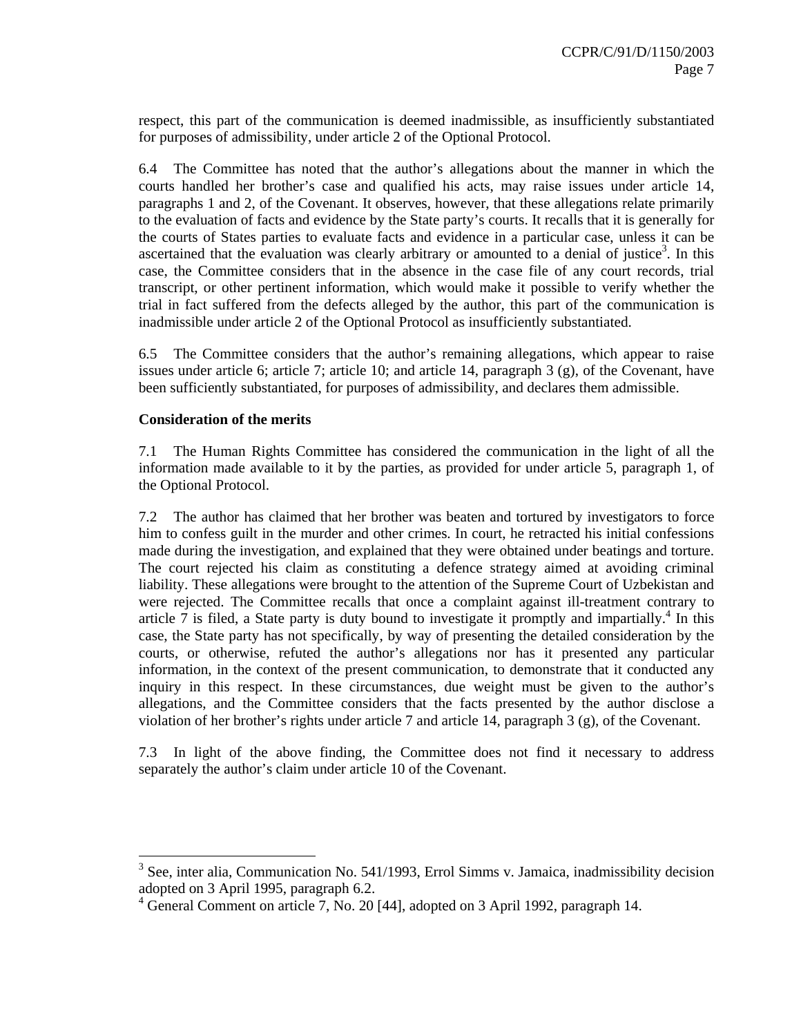respect, this part of the communication is deemed inadmissible, as insufficiently substantiated for purposes of admissibility, under article 2 of the Optional Protocol.

6.4 The Committee has noted that the author's allegations about the manner in which the courts handled her brother's case and qualified his acts, may raise issues under article 14, paragraphs 1 and 2, of the Covenant. It observes, however, that these allegations relate primarily to the evaluation of facts and evidence by the State party's courts. It recalls that it is generally for the courts of States parties to evaluate facts and evidence in a particular case, unless it can be ascertained that the evaluation was clearly arbitrary or amounted to a denial of justice[3]. In this case, the Committee considers that in the absence in the case file of any court records, trial transcript, or other pertinent information, which would make it possible to verify whether the trial in fact suffered from the defects alleged by the author, this part of the communication is inadmissible under article 2 of the Optional Protocol as insufficiently substantiated.

6.5 The Committee considers that the author's remaining allegations, which appear to raise issues under article 6; article 7; article 10; and article 14, paragraph 3 (g), of the Covenant, have been sufficiently substantiated, for purposes of admissibility, and declares them admissible.

**Consideration of the merits**

7.1 The Human Rights Committee has considered the communication in the light of all the information made available to it by the parties, as provided for under article 5, paragraph 1, of the Optional Protocol.

7.2 The author has claimed that her brother was beaten and tortured by investigators to force him to confess guilt in the murder and other crimes. In court, he retracted his initial confessions made during the investigation, and explained that they were obtained under beatings and torture. The court rejected his claim as constituting a defence strategy aimed at avoiding criminal liability. These allegations were brought to the attention of the Supreme Court of Uzbekistan and were rejected. The Committee recalls that once a complaint against ill-treatment contrary to article 7 is filed, a State party is duty bound to investigate it promptly and impartially.[4] In this case, the State party has not specifically, by way of presenting the detailed consideration by the courts, or otherwise, refuted the author's allegations nor has it presented any particular information, in the context of the present communication, to demonstrate that it conducted any inquiry in this respect. In these circumstances, due weight must be given to the author's allegations, and the Committee considers that the facts presented by the author disclose a violation of her brother's rights under article 7 and article 14, paragraph 3 (g), of the Covenant.

7.3 In light of the above finding, the Committee does not find it necessary to address separately the author's claim under article 10 of the Covenant.

---

[3] See, inter alia, Communication No. 541/1993, Errol Simms v. Jamaica, inadmissibility decision adopted on 3 April 1995, paragraph 6.2.

[4] General Comment on article 7, No. 20 [44], adopted on 3 April 1992, paragraph 14.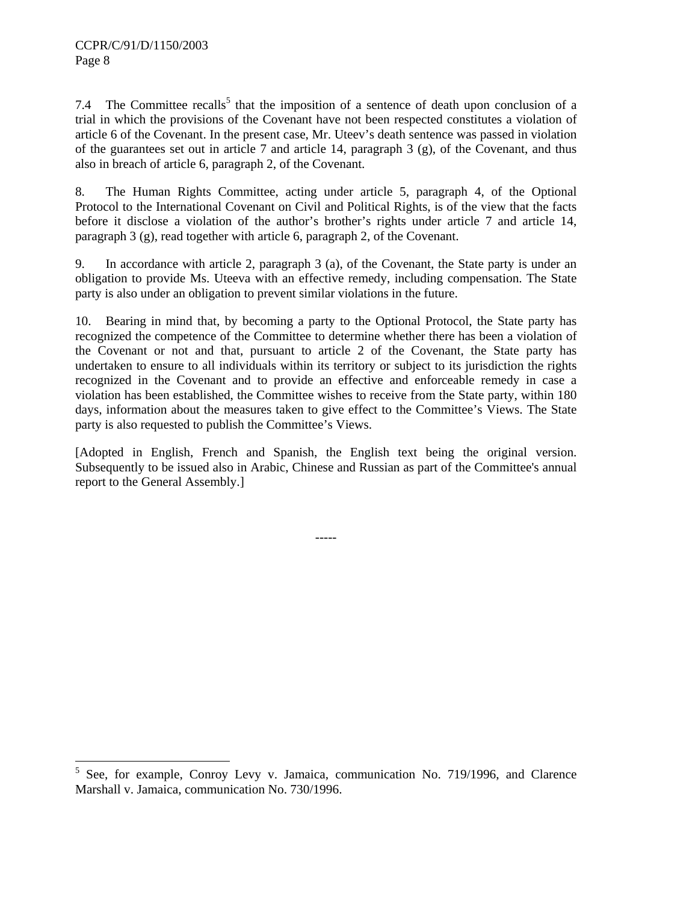7.4 The Committee recalls[5] that the imposition of a sentence of death upon conclusion of a trial in which the provisions of the Covenant have not been respected constitutes a violation of article 6 of the Covenant. In the present case, Mr. Uteev's death sentence was passed in violation of the guarantees set out in article 7 and article 14, paragraph 3 (g), of the Covenant, and thus also in breach of article 6, paragraph 2, of the Covenant.

8. The Human Rights Committee, acting under article 5, paragraph 4, of the Optional Protocol to the International Covenant on Civil and Political Rights, is of the view that the facts before it disclose a violation of the author's brother's rights under article 7 and article 14, paragraph 3 (g), read together with article 6, paragraph 2, of the Covenant.

9. In accordance with article 2, paragraph 3 (a), of the Covenant, the State party is under an obligation to provide Ms. Uteeva with an effective remedy, including compensation. The State party is also under an obligation to prevent similar violations in the future.

10. Bearing in mind that, by becoming a party to the Optional Protocol, the State party has recognized the competence of the Committee to determine whether there has been a violation of the Covenant or not and that, pursuant to article 2 of the Covenant, the State party has undertaken to ensure to all individuals within its territory or subject to its jurisdiction the rights recognized in the Covenant and to provide an effective and enforceable remedy in case a violation has been established, the Committee wishes to receive from the State party, within 180 days, information about the measures taken to give effect to the Committee's Views. The State party is also requested to publish the Committee's Views.

[Adopted in English, French and Spanish, the English text being the original version. Subsequently to be issued also in Arabic, Chinese and Russian as part of the Committee's annual report to the General Assembly.]

-----

[5] See, for example, Conroy Levy v. Jamaica, communication No. 719/1996, and Clarence Marshall v. Jamaica, communication No. 730/1996.